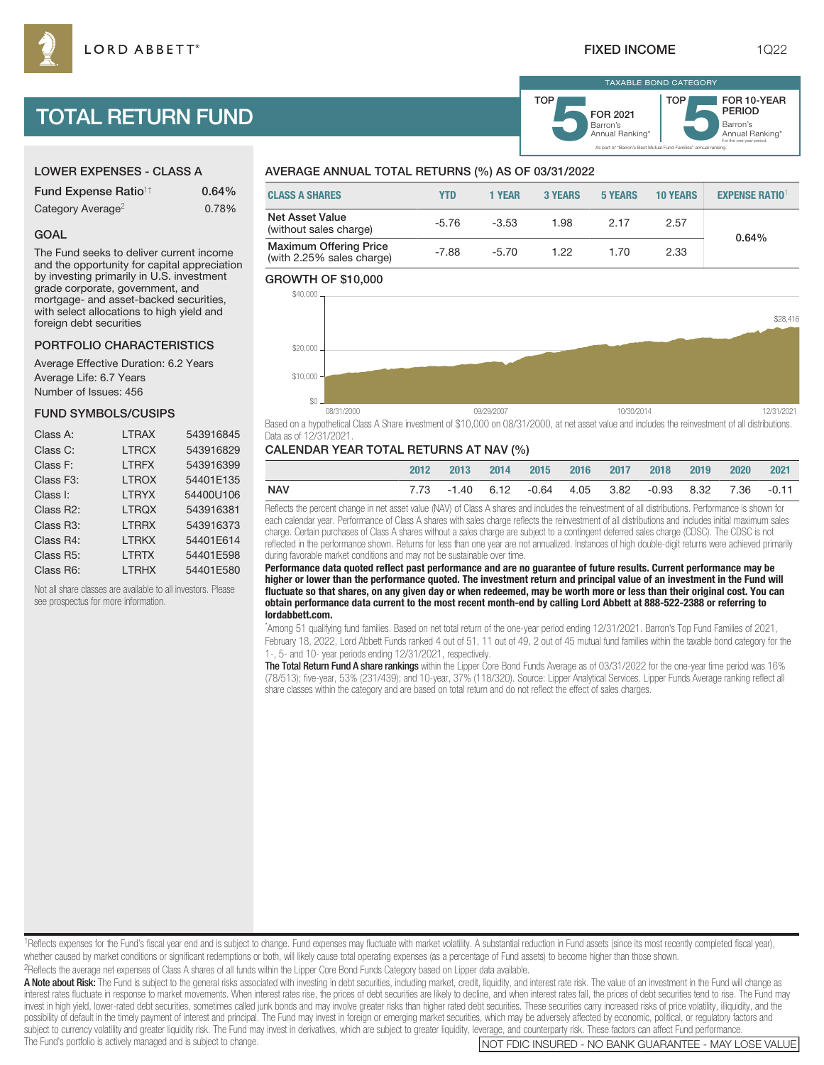LORD ABBETT®

FIXED INCOME 1Q22

# TOTAL RETURN FUND

TAXABLE BOND CATEGORY

TOP 5 FOR 2021 Barron's Annual Ranking*

TOP 5 FOR 10-YEAR PERIOD Barron's Annual Ranking* For the one-year period.

As part of "Barron's Best Mutual Fund Families" annual ranking.

## LOWER EXPENSES - CLASS A

| | |
|---|---|
| Fund Expense Ratio[1†] | 0.64% |
| Category Average[2] | 0.78% |

## GOAL

The Fund seeks to deliver current income and the opportunity for capital appreciation by investing primarily in U.S. investment grade corporate, government, and mortgage- and asset-backed securities, with select allocations to high yield and foreign debt securities

## PORTFOLIO CHARACTERISTICS

Average Effective Duration: 6.2 Years
Average Life: 6.7 Years
Number of Issues: 456

## FUND SYMBOLS/CUSIPS

| | | |
|---|---|---|
| Class A: | LTRAX | 543916845 |
| Class C: | LTRCX | 543916829 |
| Class F: | LTRFX | 543916399 |
| Class F3: | LTROX | 54401E135 |
| Class I: | LTRYX | 54400U106 |
| Class R2: | LTRQX | 543916381 |
| Class R3: | LTRRX | 543916373 |
| Class R4: | LTRKX | 54401E614 |
| Class R5: | LTRTX | 54401E598 |
| Class R6: | LTRHX | 54401E580 |

Not all share classes are available to all investors. Please see prospectus for more information.

## AVERAGE ANNUAL TOTAL RETURNS (%) AS OF 03/31/2022

| CLASS A SHARES | YTD | 1 YEAR | 3 YEARS | 5 YEARS | 10 YEARS | EXPENSE RATIO[1] |
|---|---|---|---|---|---|---|
| Net Asset Value (without sales charge) | -5.76 | -3.53 | 1.98 | 2.17 | 2.57 | 0.64% |
| Maximum Offering Price (with 2.25% sales charge) | -7.88 | -5.70 | 1.22 | 1.70 | 2.33 | |

## GROWTH OF $10,000

$40,000 / $20,000 / $10,000 / $0 — 08/31/2000, 09/29/2007, 10/30/2014, 12/31/2021 — $28,416

Based on a hypothetical Class A Share investment of $10,000 on 08/31/2000, at net asset value and includes the reinvestment of all distributions. Data as of 12/31/2021.

## CALENDAR YEAR TOTAL RETURNS AT NAV (%)

| | 2012 | 2013 | 2014 | 2015 | 2016 | 2017 | 2018 | 2019 | 2020 | 2021 |
|---|---|---|---|---|---|---|---|---|---|---|
| NAV | 7.73 | -1.40 | 6.12 | -0.64 | 4.05 | 3.82 | -0.93 | 8.32 | 7.36 | -0.11 |

Reflects the percent change in net asset value (NAV) of Class A shares and includes the reinvestment of all distributions. Performance is shown for each calendar year. Performance of Class A shares with sales charge reflects the reinvestment of all distributions and includes initial maximum sales charge. Certain purchases of Class A shares without a sales charge are subject to a contingent deferred sales charge (CDSC). The CDSC is not reflected in the performance shown. Returns for less than one year are not annualized. Instances of high double-digit returns were achieved primarily during favorable market conditions and may not be sustainable over time.

**Performance data quoted reflect past performance and are no guarantee of future results. Current performance may be higher or lower than the performance quoted. The investment return and principal value of an investment in the Fund will fluctuate so that shares, on any given day or when redeemed, may be worth more or less than their original cost. You can obtain performance data current to the most recent month-end by calling Lord Abbett at 888-522-2388 or referring to lordabbett.com.**

*Among 51 qualifying fund families. Based on net total return of the one-year period ending 12/31/2021. Barron's Top Fund Families of 2021, February 18, 2022, Lord Abbett Funds ranked 4 out of 51, 11 out of 49, 2 out of 45 mutual fund families within the taxable bond category for the 1-, 5- and 10- year periods ending 12/31/2021, respectively.

**The Total Return Fund A share rankings** within the Lipper Core Bond Funds Average as of 03/31/2022 for the one-year time period was 16% (78/513); five-year, 53% (231/439); and 10-year, 37% (118/320). Source: Lipper Analytical Services. Lipper Funds Average ranking reflect all share classes within the category and are based on total return and do not reflect the effect of sales charges.

[1]Reflects expenses for the Fund's fiscal year end and is subject to change. Fund expenses may fluctuate with market volatility. A substantial reduction in Fund assets (since its most recently completed fiscal year), whether caused by market conditions or significant redemptions or both, will likely cause total operating expenses (as a percentage of Fund assets) to become higher than those shown.
[2]Reflects the average net expenses of Class A shares of all funds within the Lipper Core Bond Funds Category based on Lipper data available.

**A Note about Risk:** The Fund is subject to the general risks associated with investing in debt securities, including market, credit, liquidity, and interest rate risk. The value of an investment in the Fund will change as interest rates fluctuate in response to market movements. When interest rates rise, the prices of debt securities are likely to decline, and when interest rates fall, the prices of debt securities tend to rise. The Fund may invest in high yield, lower-rated debt securities, sometimes called junk bonds and may involve greater risks than higher rated debt securities. These securities carry increased risks of price volatility, illiquidity, and the possibility of default in the timely payment of interest and principal. The Fund may invest in foreign or emerging market securities, which may be adversely affected by economic, political, or regulatory factors and subject to currency volatility and greater liquidity risk. The Fund may invest in derivatives, which are subject to greater liquidity, leverage, and counterparty risk. These factors can affect Fund performance.
The Fund's portfolio is actively managed and is subject to change.

NOT FDIC INSURED - NO BANK GUARANTEE - MAY LOSE VALUE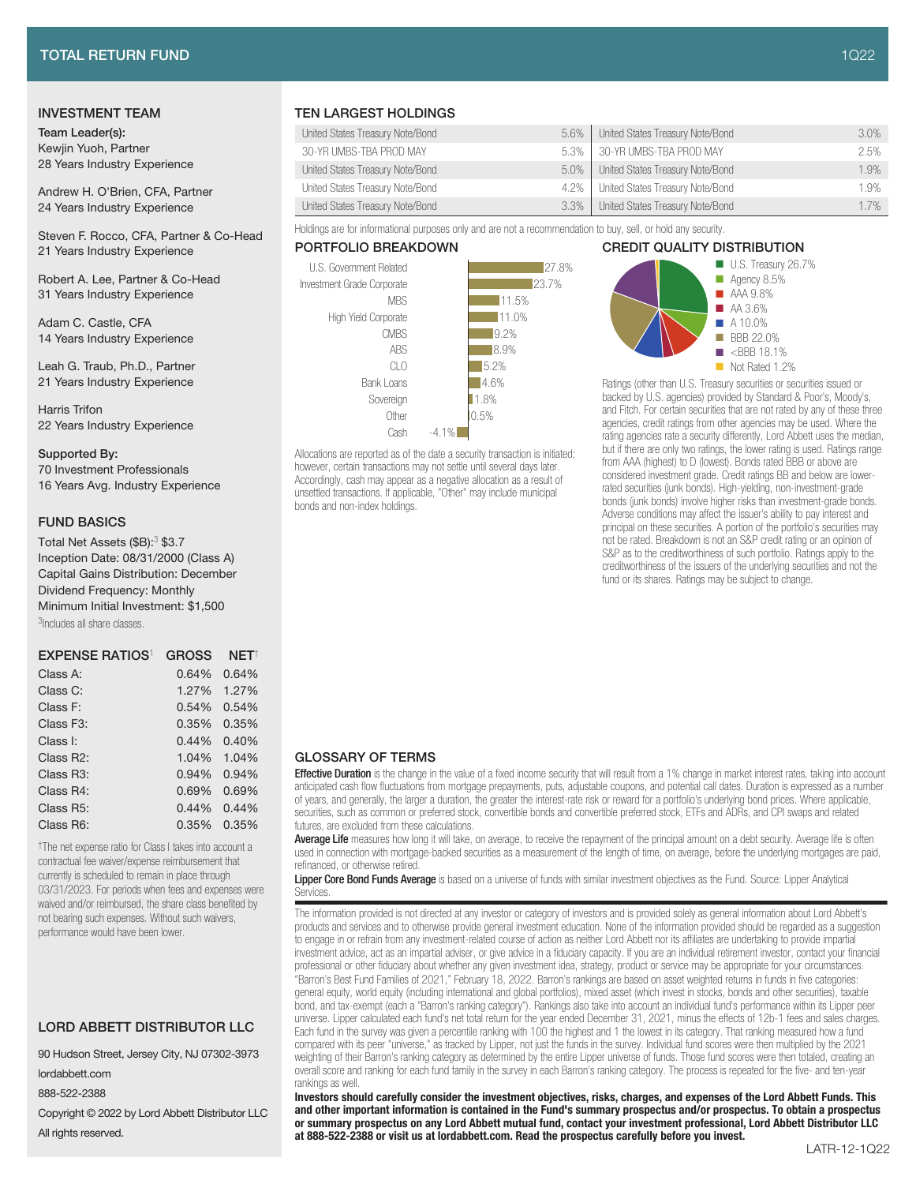## INVESTMENT TEAM

**Team Leader(s):**

Kewjin Yuoh, Partner
28 Years Industry Experience

Andrew H. O'Brien, CFA, Partner
24 Years Industry Experience

Steven F. Rocco, CFA, Partner & Co-Head
21 Years Industry Experience

Robert A. Lee, Partner & Co-Head
31 Years Industry Experience

Adam C. Castle, CFA
14 Years Industry Experience

Leah G. Traub, Ph.D., Partner
21 Years Industry Experience

Harris Trifon
22 Years Industry Experience

**Supported By:**
70 Investment Professionals
16 Years Avg. Industry Experience

## FUND BASICS

Total Net Assets ($B):[3] $3.7
Inception Date: 08/31/2000 (Class A)
Capital Gains Distribution: December
Dividend Frequency: Monthly
Minimum Initial Investment: $1,500

[3]Includes all share classes.

| EXPENSE RATIOS† | GROSS | NET† |
|---|---|---|
| Class A: | 0.64% | 0.64% |
| Class C: | 1.27% | 1.27% |
| Class F: | 0.54% | 0.54% |
| Class F3: | 0.35% | 0.35% |
| Class I: | 0.44% | 0.40% |
| Class R2: | 1.04% | 1.04% |
| Class R3: | 0.94% | 0.94% |
| Class R4: | 0.69% | 0.69% |
| Class R5: | 0.44% | 0.44% |
| Class R6: | 0.35% | 0.35% |

†The net expense ratio for Class I takes into account a contractual fee waiver/expense reimbursement that currently is scheduled to remain in place through 03/31/2023. For periods when fees and expenses were waived and/or reimbursed, the share class benefited by not bearing such expenses. Without such waivers, performance would have been lower.

## TEN LARGEST HOLDINGS

| | | | |
|---|---|---|---|
| United States Treasury Note/Bond | 5.6% | United States Treasury Note/Bond | 3.0% |
| 30-YR UMBS-TBA PROD MAY | 5.3% | 30-YR UMBS-TBA PROD MAY | 2.5% |
| United States Treasury Note/Bond | 5.0% | United States Treasury Note/Bond | 1.9% |
| United States Treasury Note/Bond | 4.2% | United States Treasury Note/Bond | 1.9% |
| United States Treasury Note/Bond | 3.3% | United States Treasury Note/Bond | 1.7% |

Holdings are for informational purposes only and are not a recommendation to buy, sell, or hold any security.

## PORTFOLIO BREAKDOWN

U.S. Government Related 27.8%
Investment Grade Corporate 23.7%
MBS 11.5%
High Yield Corporate 11.0%
CMBS 9.2%
ABS 8.9%
CLO 5.2%
Bank Loans 4.6%
Sovereign 1.8%
Other 0.5%
Cash -4.1%

Allocations are reported as of the date a security transaction is initiated; however, certain transactions may not settle until several days later. Accordingly, cash may appear as a negative allocation as a result of unsettled transactions. If applicable, "Other" may include municipal bonds and non-index holdings.

## CREDIT QUALITY DISTRIBUTION

U.S. Treasury 26.7%
Agency 8.5%
AAA 9.8%
AA 3.6%
A 10.0%
BBB 22.0%
<BBB 18.1%
Not Rated 1.2%

Ratings (other than U.S. Treasury securities or securities issued or backed by U.S. agencies) provided by Standard & Poor's, Moody's, and Fitch. For certain securities that are not rated by any of these three agencies, credit ratings from other agencies may be used. Where the rating agencies rate a security differently, Lord Abbett uses the median, but if there are only two ratings, the lower rating is used. Ratings range from AAA (highest) to D (lowest). Bonds rated BBB or above are considered investment grade. Credit ratings BB and below are lower-rated securities (junk bonds). High-yielding, non-investment-grade bonds (junk bonds) involve higher risks than investment-grade bonds. Adverse conditions may affect the issuer's ability to pay interest and principal on these securities. A portion of the portfolio's securities may not be rated. Breakdown is not an S&P credit rating or an opinion of S&P as to the creditworthiness of such portfolio. Ratings apply to the creditworthiness of the issuers of the underlying securities and not the fund or its shares. Ratings may be subject to change.

## GLOSSARY OF TERMS

**Effective Duration** is the change in the value of a fixed income security that will result from a 1% change in market interest rates, taking into account anticipated cash flow fluctuations from mortgage prepayments, puts, adjustable coupons, and potential call dates. Duration is expressed as a number of years, and generally, the larger a duration, the greater the interest-rate risk or reward for a portfolio's underlying bond prices. Where applicable, securities, such as common or preferred stock, convertible bonds and convertible preferred stock, ETFs and ADRs, and CPI swaps and related futures, are excluded from these calculations.

**Average Life** measures how long it will take, on average, to receive the repayment of the principal amount on a debt security. Average life is often used in connection with mortgage-backed securities as a measurement of the length of time, on average, before the underlying mortgages are paid, refinanced, or otherwise retired.

**Lipper Core Bond Funds Average** is based on a universe of funds with similar investment objectives as the Fund. Source: Lipper Analytical Services.

The information provided is not directed at any investor or category of investors and is provided solely as general information about Lord Abbett's products and services and to otherwise provide general investment education. None of the information provided should be regarded as a suggestion to engage in or refrain from any investment-related course of action as neither Lord Abbett nor its affiliates are undertaking to provide impartial investment advice, act as an impartial adviser, or give advice in a fiduciary capacity. If you are an individual retirement investor, contact your financial professional or other fiduciary about whether any given investment idea, strategy, product or service may be appropriate for your circumstances.

"Barron's Best Fund Families of 2021," February 18, 2022. Barron's rankings are based on asset weighted returns in funds in five categories: general equity, world equity (including international and global portfolios), mixed asset (which invest in stocks, bonds and other securities), taxable bond, and tax-exempt (each a "Barron's ranking category"). Rankings also take into account an individual fund's performance within its Lipper peer universe. Lipper calculated each fund's net total return for the year ended December 31, 2021, minus the effects of 12b-1 fees and sales charges. Each fund in the survey was given a percentile ranking with 100 the highest and 1 the lowest in its category. That ranking measured how a fund compared with its peer "universe," as tracked by Lipper, not just the funds in the survey. Individual fund scores were then multiplied by the 2021 weighting of their Barron's ranking category as determined by the entire Lipper universe of funds. Those fund scores were then totaled, creating an overall score and ranking for each fund family in the survey in each Barron's ranking category. The process is repeated for the five- and ten-year rankings as well.

**Investors should carefully consider the investment objectives, risks, charges, and expenses of the Lord Abbett Funds. This and other important information is contained in the Fund's summary prospectus and/or prospectus. To obtain a prospectus or summary prospectus on any Lord Abbett mutual fund, contact your investment professional, Lord Abbett Distributor LLC at 888-522-2388 or visit us at lordabbett.com. Read the prospectus carefully before you invest.**

## LORD ABBETT DISTRIBUTOR LLC

90 Hudson Street, Jersey City, NJ 07302-3973

lordabbett.com

888-522-2388

Copyright © 2022 by Lord Abbett Distributor LLC

All rights reserved.

LATR-12-1Q22